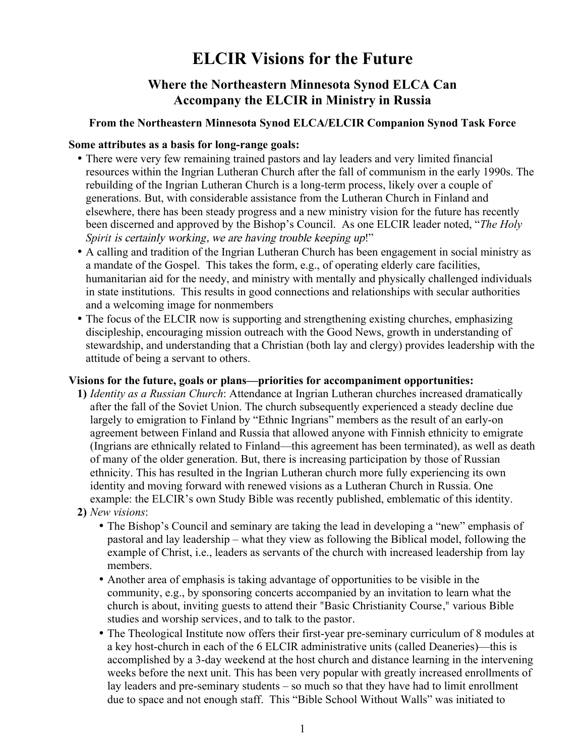# ELCIR Visions for the Future

## Where the Northeastern Minnesota Synod ELCA Can Accompany the ELCIR in Ministry in Russia

### From the Northeastern Minnesota Synod ELCA/ELCIR Companion Synod Task Force

**Some attributes as a basis for long-range goals:**

- There were very few remaining trained pastors and lay leaders and very limited financial resources within the Ingrian Lutheran Church after the fall of communism in the early 1990s. The rebuilding of the Ingrian Lutheran Church is a long-term process, likely over a couple of generations. But, with considerable assistance from the Lutheran Church in Finland and elsewhere, there has been steady progress and a new ministry vision for the future has recently been discerned and approved by the Bishop's Council. As one ELCIR leader noted, "*The Holy Spirit is certainly working, we are having trouble keeping up*!"
- A calling and tradition of the Ingrian Lutheran Church has been engagement in social ministry as a mandate of the Gospel. This takes the form, e.g., of operating elderly care facilities, humanitarian aid for the needy, and ministry with mentally and physically challenged individuals in state institutions. This results in good connections and relationships with secular authorities and a welcoming image for nonmembers
- The focus of the ELCIR now is supporting and strengthening existing churches, emphasizing discipleship, encouraging mission outreach with the Good News, growth in understanding of stewardship, and understanding that a Christian (both lay and clergy) provides leadership with the attitude of being a servant to others.

**Visions for the future, goals or plans—priorities for accompaniment opportunities:**

1) *Identity as a Russian Church*: Attendance at Ingrian Lutheran churches increased dramatically after the fall of the Soviet Union. The church subsequently experienced a steady decline due largely to emigration to Finland by "Ethnic Ingrians" members as the result of an early-on agreement between Finland and Russia that allowed anyone with Finnish ethnicity to emigrate (Ingrians are ethnically related to Finland—this agreement has been terminated), as well as death of many of the older generation. But, there is increasing participation by those of Russian ethnicity. This has resulted in the Ingrian Lutheran church more fully experiencing its own identity and moving forward with renewed visions as a Lutheran Church in Russia. One example: the ELCIR's own Study Bible was recently published, emblematic of this identity.
2) *New visions*:
   - The Bishop's Council and seminary are taking the lead in developing a "new" emphasis of pastoral and lay leadership – what they view as following the Biblical model, following the example of Christ, i.e., leaders as servants of the church with increased leadership from lay members.
   - Another area of emphasis is taking advantage of opportunities to be visible in the community, e.g., by sponsoring concerts accompanied by an invitation to learn what the church is about, inviting guests to attend their "Basic Christianity Course," various Bible studies and worship services, and to talk to the pastor.
   - The Theological Institute now offers their first-year pre-seminary curriculum of 8 modules at a key host-church in each of the 6 ELCIR administrative units (called Deaneries)—this is accomplished by a 3-day weekend at the host church and distance learning in the intervening weeks before the next unit. This has been very popular with greatly increased enrollments of lay leaders and pre-seminary students – so much so that they have had to limit enrollment due to space and not enough staff. This "Bible School Without Walls" was initiated to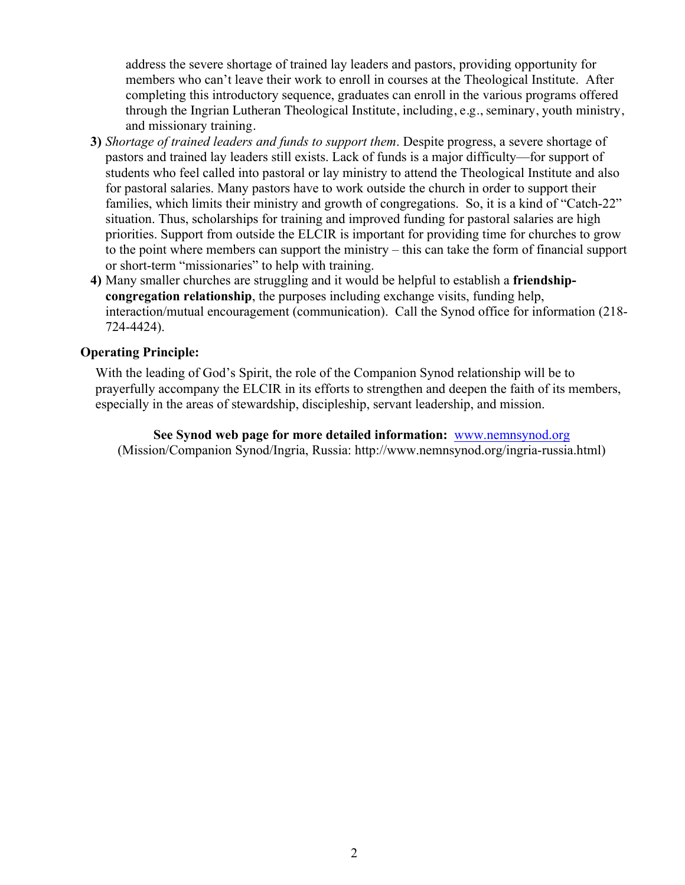address the severe shortage of trained lay leaders and pastors, providing opportunity for members who can't leave their work to enroll in courses at the Theological Institute. After completing this introductory sequence, graduates can enroll in the various programs offered through the Ingrian Lutheran Theological Institute, including, e.g., seminary, youth ministry, and missionary training.

3) *Shortage of trained leaders and funds to support them*. Despite progress, a severe shortage of pastors and trained lay leaders still exists. Lack of funds is a major difficulty—for support of students who feel called into pastoral or lay ministry to attend the Theological Institute and also for pastoral salaries. Many pastors have to work outside the church in order to support their families, which limits their ministry and growth of congregations. So, it is a kind of "Catch-22" situation. Thus, scholarships for training and improved funding for pastoral salaries are high priorities. Support from outside the ELCIR is important for providing time for churches to grow to the point where members can support the ministry – this can take the form of financial support or short-term "missionaries" to help with training.

4) Many smaller churches are struggling and it would be helpful to establish a **friendship-congregation relationship**, the purposes including exchange visits, funding help, interaction/mutual encouragement (communication). Call the Synod office for information (218-724-4424).

**Operating Principle:**

With the leading of God's Spirit, the role of the Companion Synod relationship will be to prayerfully accompany the ELCIR in its efforts to strengthen and deepen the faith of its members, especially in the areas of stewardship, discipleship, servant leadership, and mission.

**See Synod web page for more detailed information:** www.nemnsynod.org
(Mission/Companion Synod/Ingria, Russia: http://www.nemnsynod.org/ingria-russia.html)